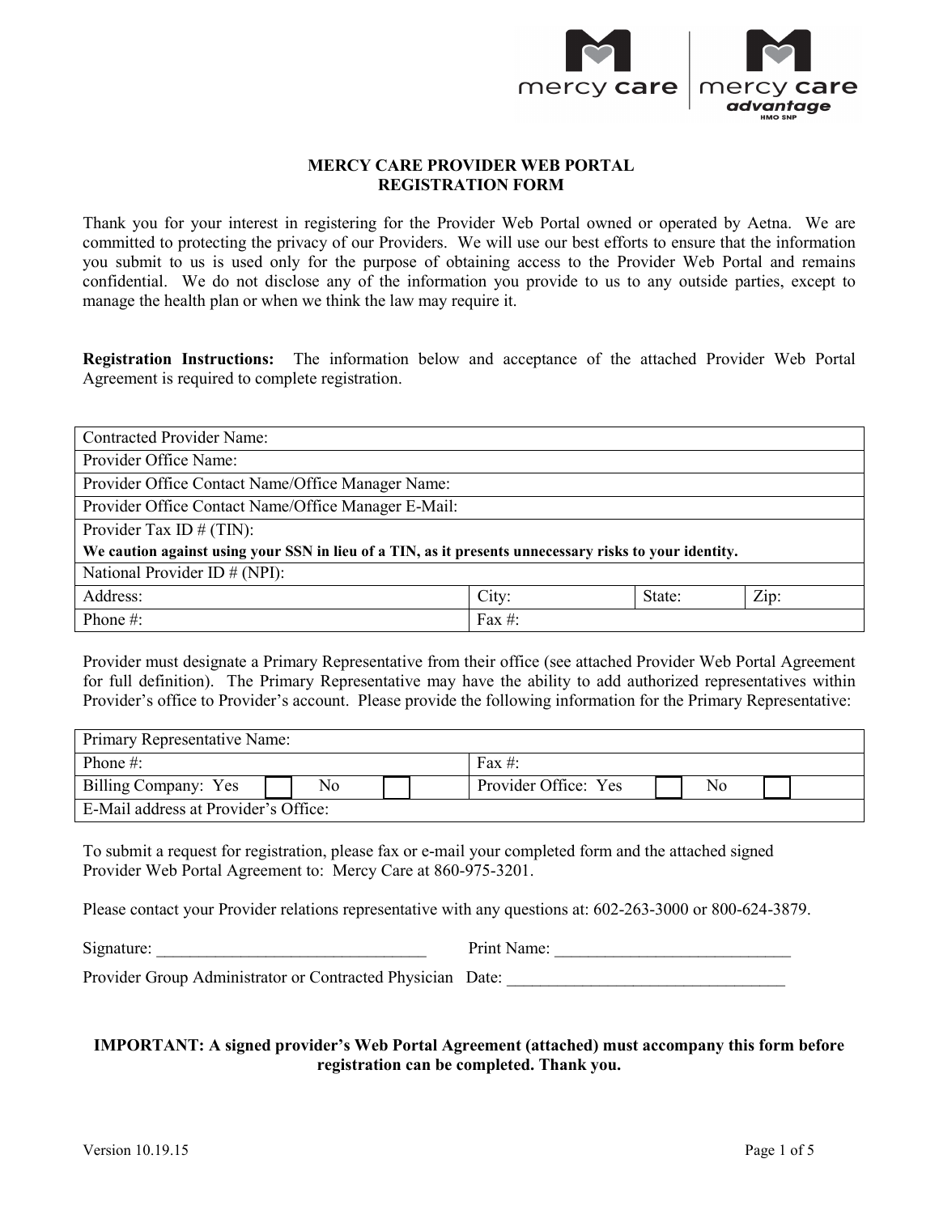# MERCY CARE PROVIDER WEB PORTAL
## REGISTRATION FORM

Thank you for your interest in registering for the Provider Web Portal owned or operated by Aetna. We are committed to protecting the privacy of our Providers. We will use our best efforts to ensure that the information you submit to us is used only for the purpose of obtaining access to the Provider Web Portal and remains confidential. We do not disclose any of the information you provide to us to any outside parties, except to manage the health plan or when we think the law may require it.

**Registration Instructions:** The information below and acceptance of the attached Provider Web Portal Agreement is required to complete registration.

| Contracted Provider Name: | | | |
|---|---|---|---|
| Provider Office Name: | | | |
| Provider Office Contact Name/Office Manager Name: | | | |
| Provider Office Contact Name/Office Manager E-Mail: | | | |
| Provider Tax ID # (TIN):<br>**We caution against using your SSN in lieu of a TIN, as it presents unnecessary risks to your identity.** | | | |
| National Provider ID # (NPI): | | | |
| Address: | City: | State: | Zip: |
| Phone #: | Fax #: | | |

Provider must designate a Primary Representative from their office (see attached Provider Web Portal Agreement for full definition). The Primary Representative may have the ability to add authorized representatives within Provider's office to Provider's account. Please provide the following information for the Primary Representative:

| Primary Representative Name: | |
|---|---|
| Phone #: | Fax #: |
| Billing Company: Yes ☐ No ☐ | Provider Office: Yes ☐ No ☐ |
| E-Mail address at Provider's Office: | |

To submit a request for registration, please fax or e-mail your completed form and the attached signed Provider Web Portal Agreement to: Mercy Care at 860-975-3201.

Please contact your Provider relations representative with any questions at: 602-263-3000 or 800-624-3879.

Signature: ________________________________ Print Name: ____________________________

Provider Group Administrator or Contracted Physician Date: __________________________________

**IMPORTANT: A signed provider's Web Portal Agreement (attached) must accompany this form before registration can be completed. Thank you.**

Version 10.19.15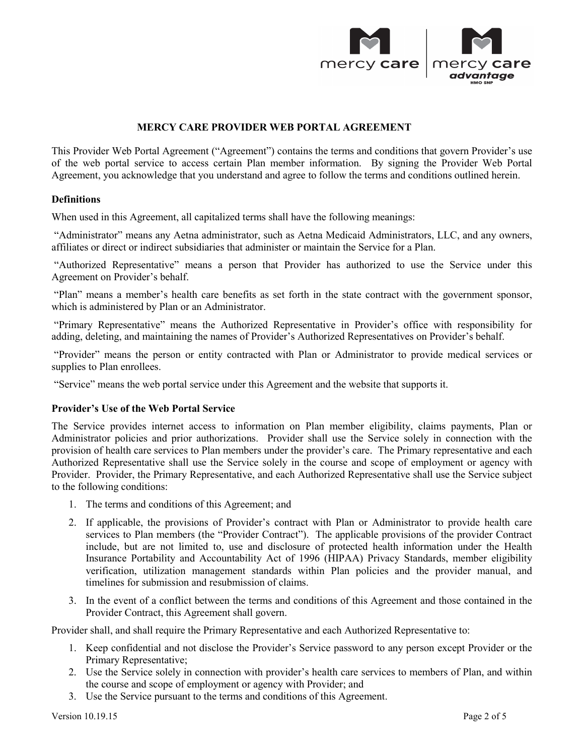## MERCY CARE PROVIDER WEB PORTAL AGREEMENT

This Provider Web Portal Agreement ("Agreement") contains the terms and conditions that govern Provider's use of the web portal service to access certain Plan member information. By signing the Provider Web Portal Agreement, you acknowledge that you understand and agree to follow the terms and conditions outlined herein.

### Definitions

When used in this Agreement, all capitalized terms shall have the following meanings:

"Administrator" means any Aetna administrator, such as Aetna Medicaid Administrators, LLC, and any owners, affiliates or direct or indirect subsidiaries that administer or maintain the Service for a Plan.

"Authorized Representative" means a person that Provider has authorized to use the Service under this Agreement on Provider's behalf.

"Plan" means a member's health care benefits as set forth in the state contract with the government sponsor, which is administered by Plan or an Administrator.

"Primary Representative" means the Authorized Representative in Provider's office with responsibility for adding, deleting, and maintaining the names of Provider's Authorized Representatives on Provider's behalf.

"Provider" means the person or entity contracted with Plan or Administrator to provide medical services or supplies to Plan enrollees.

"Service" means the web portal service under this Agreement and the website that supports it.

### Provider's Use of the Web Portal Service

The Service provides internet access to information on Plan member eligibility, claims payments, Plan or Administrator policies and prior authorizations. Provider shall use the Service solely in connection with the provision of health care services to Plan members under the provider's care. The Primary representative and each Authorized Representative shall use the Service solely in the course and scope of employment or agency with Provider. Provider, the Primary Representative, and each Authorized Representative shall use the Service subject to the following conditions:

1. The terms and conditions of this Agreement; and
2. If applicable, the provisions of Provider's contract with Plan or Administrator to provide health care services to Plan members (the "Provider Contract"). The applicable provisions of the provider Contract include, but are not limited to, use and disclosure of protected health information under the Health Insurance Portability and Accountability Act of 1996 (HIPAA) Privacy Standards, member eligibility verification, utilization management standards within Plan policies and the provider manual, and timelines for submission and resubmission of claims.
3. In the event of a conflict between the terms and conditions of this Agreement and those contained in the Provider Contract, this Agreement shall govern.

Provider shall, and shall require the Primary Representative and each Authorized Representative to:

1. Keep confidential and not disclose the Provider's Service password to any person except Provider or the Primary Representative;
2. Use the Service solely in connection with provider's health care services to members of Plan, and within the course and scope of employment or agency with Provider; and
3. Use the Service pursuant to the terms and conditions of this Agreement.

Version 10.19.15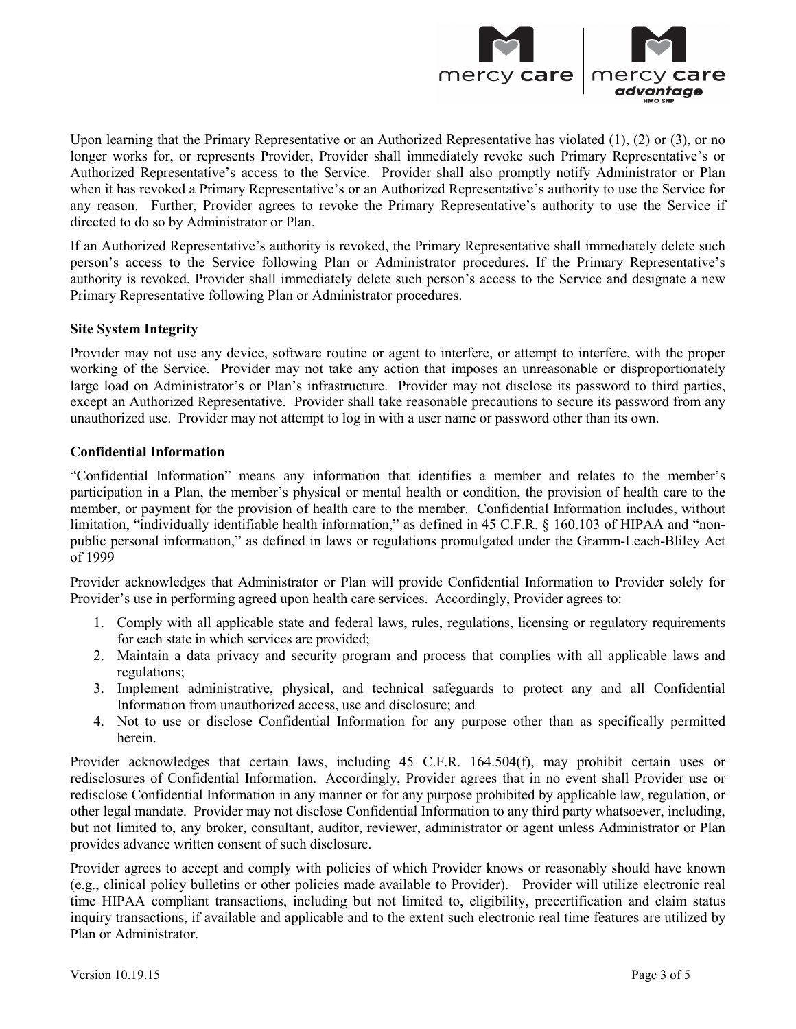Upon learning that the Primary Representative or an Authorized Representative has violated (1), (2) or (3), or no longer works for, or represents Provider, Provider shall immediately revoke such Primary Representative's or Authorized Representative's access to the Service. Provider shall also promptly notify Administrator or Plan when it has revoked a Primary Representative's or an Authorized Representative's authority to use the Service for any reason. Further, Provider agrees to revoke the Primary Representative's authority to use the Service if directed to do so by Administrator or Plan.

If an Authorized Representative's authority is revoked, the Primary Representative shall immediately delete such person's access to the Service following Plan or Administrator procedures. If the Primary Representative's authority is revoked, Provider shall immediately delete such person's access to the Service and designate a new Primary Representative following Plan or Administrator procedures.

**Site System Integrity**

Provider may not use any device, software routine or agent to interfere, or attempt to interfere, with the proper working of the Service. Provider may not take any action that imposes an unreasonable or disproportionately large load on Administrator's or Plan's infrastructure. Provider may not disclose its password to third parties, except an Authorized Representative. Provider shall take reasonable precautions to secure its password from any unauthorized use. Provider may not attempt to log in with a user name or password other than its own.

**Confidential Information**

"Confidential Information" means any information that identifies a member and relates to the member's participation in a Plan, the member's physical or mental health or condition, the provision of health care to the member, or payment for the provision of health care to the member. Confidential Information includes, without limitation, "individually identifiable health information," as defined in 45 C.F.R. § 160.103 of HIPAA and "non-public personal information," as defined in laws or regulations promulgated under the Gramm-Leach-Bliley Act of 1999

Provider acknowledges that Administrator or Plan will provide Confidential Information to Provider solely for Provider's use in performing agreed upon health care services. Accordingly, Provider agrees to:

1. Comply with all applicable state and federal laws, rules, regulations, licensing or regulatory requirements for each state in which services are provided;
2. Maintain a data privacy and security program and process that complies with all applicable laws and regulations;
3. Implement administrative, physical, and technical safeguards to protect any and all Confidential Information from unauthorized access, use and disclosure; and
4. Not to use or disclose Confidential Information for any purpose other than as specifically permitted herein.

Provider acknowledges that certain laws, including 45 C.F.R. 164.504(f), may prohibit certain uses or redisclosures of Confidential Information. Accordingly, Provider agrees that in no event shall Provider use or redisclose Confidential Information in any manner or for any purpose prohibited by applicable law, regulation, or other legal mandate. Provider may not disclose Confidential Information to any third party whatsoever, including, but not limited to, any broker, consultant, auditor, reviewer, administrator or agent unless Administrator or Plan provides advance written consent of such disclosure.

Provider agrees to accept and comply with policies of which Provider knows or reasonably should have known (e.g., clinical policy bulletins or other policies made available to Provider). Provider will utilize electronic real time HIPAA compliant transactions, including but not limited to, eligibility, precertification and claim status inquiry transactions, if available and applicable and to the extent such electronic real time features are utilized by Plan or Administrator.

Version 10.19.15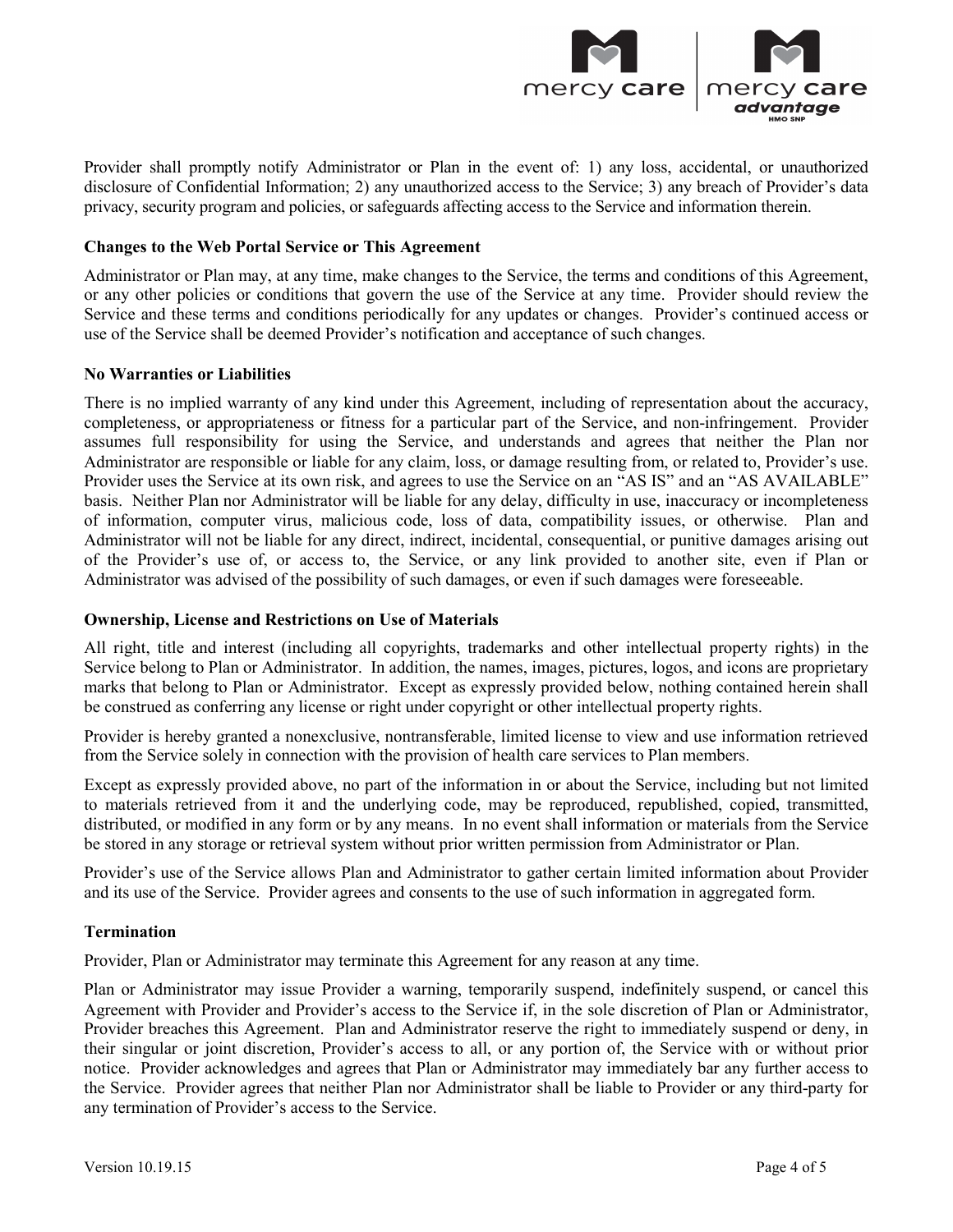Provider shall promptly notify Administrator or Plan in the event of: 1) any loss, accidental, or unauthorized disclosure of Confidential Information; 2) any unauthorized access to the Service; 3) any breach of Provider's data privacy, security program and policies, or safeguards affecting access to the Service and information therein.

**Changes to the Web Portal Service or This Agreement**

Administrator or Plan may, at any time, make changes to the Service, the terms and conditions of this Agreement, or any other policies or conditions that govern the use of the Service at any time. Provider should review the Service and these terms and conditions periodically for any updates or changes. Provider's continued access or use of the Service shall be deemed Provider's notification and acceptance of such changes.

**No Warranties or Liabilities**

There is no implied warranty of any kind under this Agreement, including of representation about the accuracy, completeness, or appropriateness or fitness for a particular part of the Service, and non-infringement. Provider assumes full responsibility for using the Service, and understands and agrees that neither the Plan nor Administrator are responsible or liable for any claim, loss, or damage resulting from, or related to, Provider's use. Provider uses the Service at its own risk, and agrees to use the Service on an "AS IS" and an "AS AVAILABLE" basis. Neither Plan nor Administrator will be liable for any delay, difficulty in use, inaccuracy or incompleteness of information, computer virus, malicious code, loss of data, compatibility issues, or otherwise. Plan and Administrator will not be liable for any direct, indirect, incidental, consequential, or punitive damages arising out of the Provider's use of, or access to, the Service, or any link provided to another site, even if Plan or Administrator was advised of the possibility of such damages, or even if such damages were foreseeable.

**Ownership, License and Restrictions on Use of Materials**

All right, title and interest (including all copyrights, trademarks and other intellectual property rights) in the Service belong to Plan or Administrator. In addition, the names, images, pictures, logos, and icons are proprietary marks that belong to Plan or Administrator. Except as expressly provided below, nothing contained herein shall be construed as conferring any license or right under copyright or other intellectual property rights.

Provider is hereby granted a nonexclusive, nontransferable, limited license to view and use information retrieved from the Service solely in connection with the provision of health care services to Plan members.

Except as expressly provided above, no part of the information in or about the Service, including but not limited to materials retrieved from it and the underlying code, may be reproduced, republished, copied, transmitted, distributed, or modified in any form or by any means. In no event shall information or materials from the Service be stored in any storage or retrieval system without prior written permission from Administrator or Plan.

Provider's use of the Service allows Plan and Administrator to gather certain limited information about Provider and its use of the Service. Provider agrees and consents to the use of such information in aggregated form.

**Termination**

Provider, Plan or Administrator may terminate this Agreement for any reason at any time.

Plan or Administrator may issue Provider a warning, temporarily suspend, indefinitely suspend, or cancel this Agreement with Provider and Provider's access to the Service if, in the sole discretion of Plan or Administrator, Provider breaches this Agreement. Plan and Administrator reserve the right to immediately suspend or deny, in their singular or joint discretion, Provider's access to all, or any portion of, the Service with or without prior notice. Provider acknowledges and agrees that Plan or Administrator may immediately bar any further access to the Service. Provider agrees that neither Plan nor Administrator shall be liable to Provider or any third-party for any termination of Provider's access to the Service.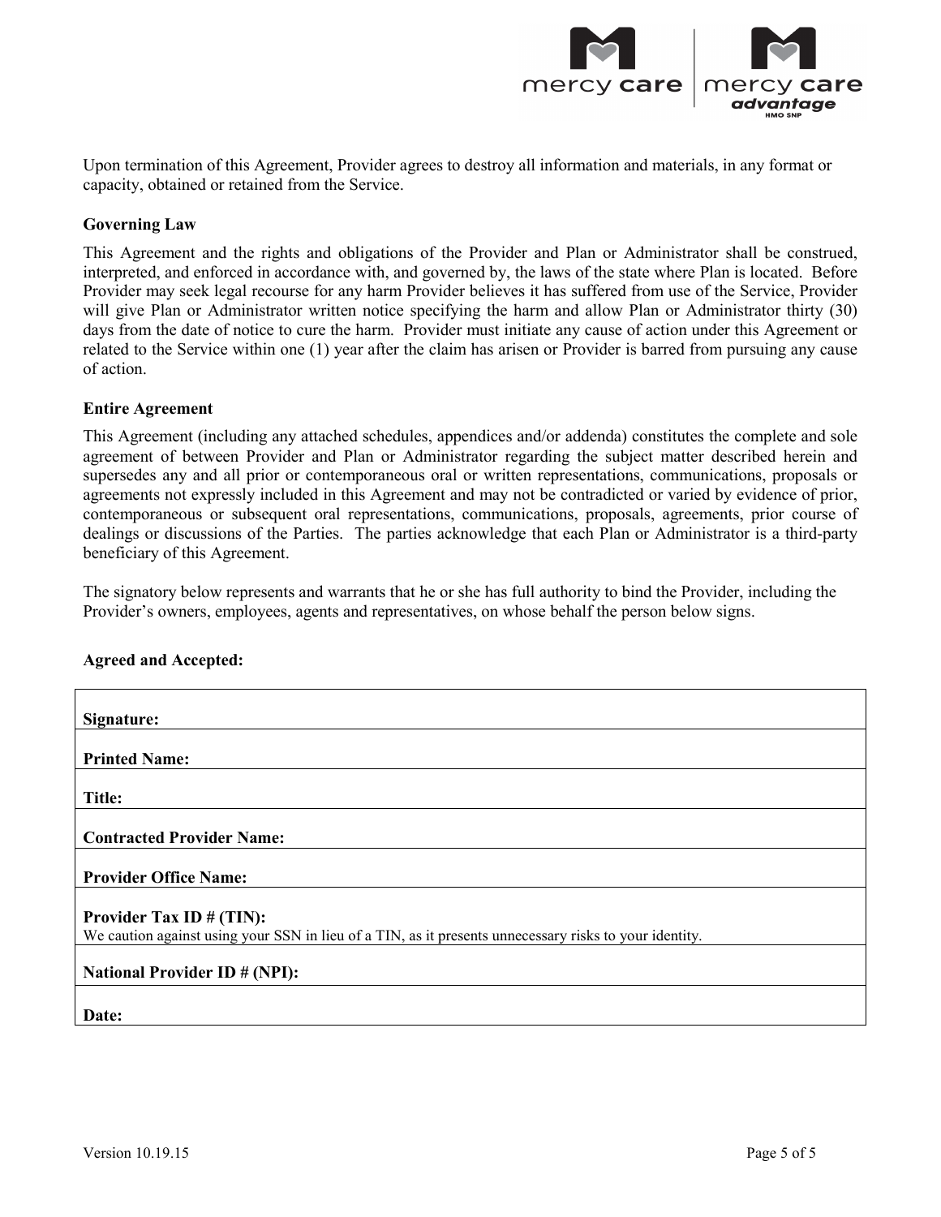Upon termination of this Agreement, Provider agrees to destroy all information and materials, in any format or capacity, obtained or retained from the Service.

**Governing Law**

This Agreement and the rights and obligations of the Provider and Plan or Administrator shall be construed, interpreted, and enforced in accordance with, and governed by, the laws of the state where Plan is located. Before Provider may seek legal recourse for any harm Provider believes it has suffered from use of the Service, Provider will give Plan or Administrator written notice specifying the harm and allow Plan or Administrator thirty (30) days from the date of notice to cure the harm. Provider must initiate any cause of action under this Agreement or related to the Service within one (1) year after the claim has arisen or Provider is barred from pursuing any cause of action.

**Entire Agreement**

This Agreement (including any attached schedules, appendices and/or addenda) constitutes the complete and sole agreement of between Provider and Plan or Administrator regarding the subject matter described herein and supersedes any and all prior or contemporaneous oral or written representations, communications, proposals or agreements not expressly included in this Agreement and may not be contradicted or varied by evidence of prior, contemporaneous or subsequent oral representations, communications, proposals, agreements, prior course of dealings or discussions of the Parties. The parties acknowledge that each Plan or Administrator is a third-party beneficiary of this Agreement.

The signatory below represents and warrants that he or she has full authority to bind the Provider, including the Provider's owners, employees, agents and representatives, on whose behalf the person below signs.

**Agreed and Accepted:**

| |
|---|
| **Signature:** |
| **Printed Name:** |
| **Title:** |
| **Contracted Provider Name:** |
| **Provider Office Name:** |
| **Provider Tax ID # (TIN):** We caution against using your SSN in lieu of a TIN, as it presents unnecessary risks to your identity. |
| **National Provider ID # (NPI):** |
| **Date:** |

Version 10.19.15